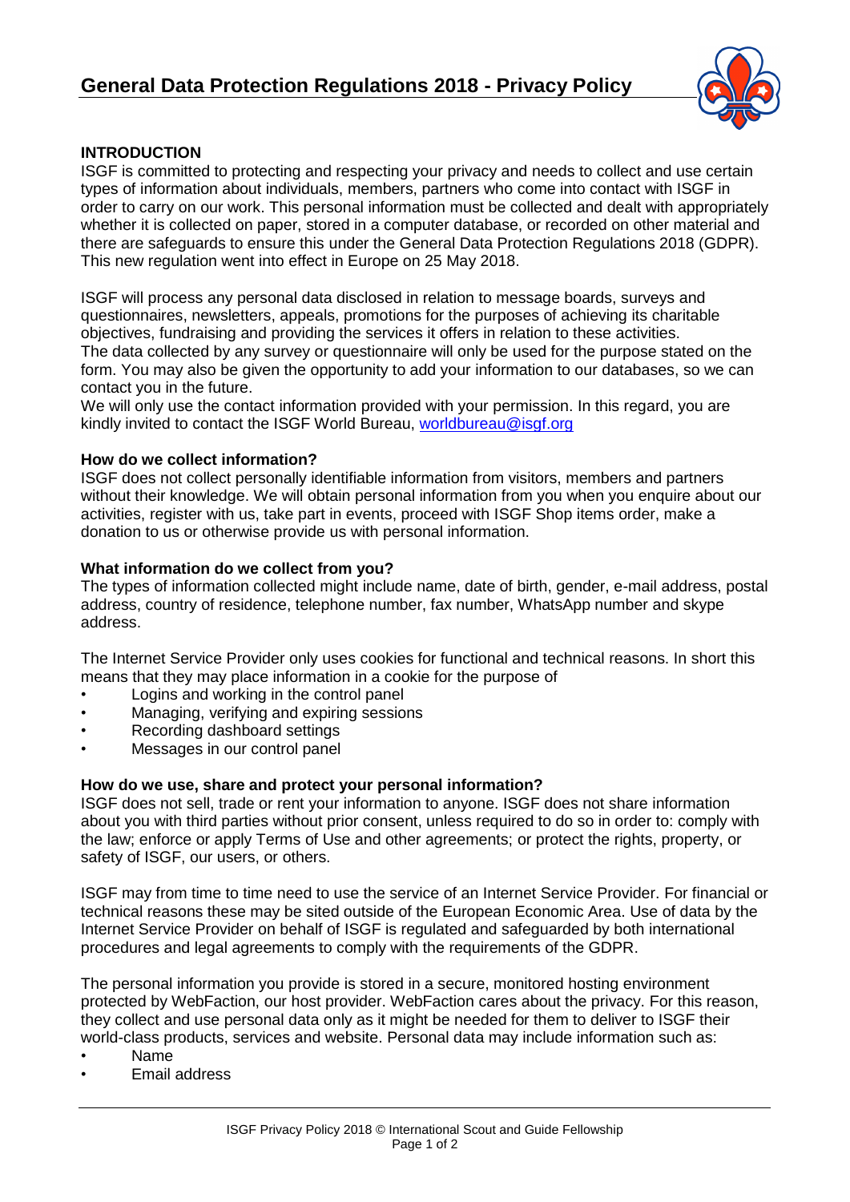# General Data Protection Regulations 2018 - Privacy Policy

## INTRODUCTION

ISGF is committed to protecting and respecting your privacy and needs to collect and use certain types of information about individuals, members, partners who come into contact with ISGF in order to carry on our work. This personal information must be collected and dealt with appropriately whether it is collected on paper, stored in a computer database, or recorded on other material and there are safeguards to ensure this under the General Data Protection Regulations 2018 (GDPR). This new regulation went into effect in Europe on 25 May 2018.

ISGF will process any personal data disclosed in relation to message boards, surveys and questionnaires, newsletters, appeals, promotions for the purposes of achieving its charitable objectives, fundraising and providing the services it offers in relation to these activities.
The data collected by any survey or questionnaire will only be used for the purpose stated on the form. You may also be given the opportunity to add your information to our databases, so we can contact you in the future.
We will only use the contact information provided with your permission. In this regard, you are kindly invited to contact the ISGF World Bureau, worldbureau@isgf.org

### How do we collect information?

ISGF does not collect personally identifiable information from visitors, members and partners without their knowledge. We will obtain personal information from you when you enquire about our activities, register with us, take part in events, proceed with ISGF Shop items order, make a donation to us or otherwise provide us with personal information.

### What information do we collect from you?

The types of information collected might include name, date of birth, gender, e-mail address, postal address, country of residence, telephone number, fax number, WhatsApp number and skype address.

The Internet Service Provider only uses cookies for functional and technical reasons. In short this means that they may place information in a cookie for the purpose of

- Logins and working in the control panel
- Managing, verifying and expiring sessions
- Recording dashboard settings
- Messages in our control panel

### How do we use, share and protect your personal information?

ISGF does not sell, trade or rent your information to anyone. ISGF does not share information about you with third parties without prior consent, unless required to do so in order to: comply with the law; enforce or apply Terms of Use and other agreements; or protect the rights, property, or safety of ISGF, our users, or others.

ISGF may from time to time need to use the service of an Internet Service Provider. For financial or technical reasons these may be sited outside of the European Economic Area. Use of data by the Internet Service Provider on behalf of ISGF is regulated and safeguarded by both international procedures and legal agreements to comply with the requirements of the GDPR.

The personal information you provide is stored in a secure, monitored hosting environment protected by WebFaction, our host provider. WebFaction cares about the privacy. For this reason, they collect and use personal data only as it might be needed for them to deliver to ISGF their world-class products, services and website. Personal data may include information such as:

- Name
- Email address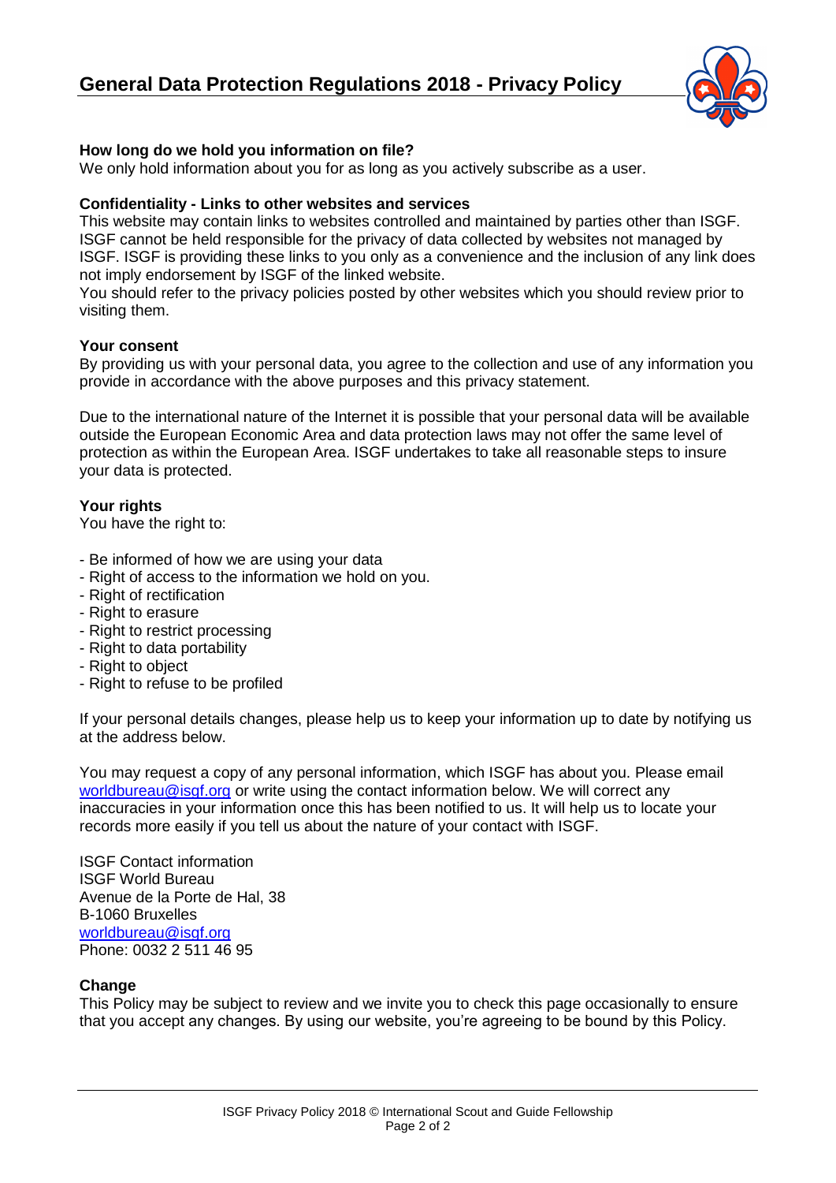# General Data Protection Regulations 2018 - Privacy Policy

**How long do we hold you information on file?**

We only hold information about you for as long as you actively subscribe as a user.

**Confidentiality - Links to other websites and services**

This website may contain links to websites controlled and maintained by parties other than ISGF. ISGF cannot be held responsible for the privacy of data collected by websites not managed by ISGF. ISGF is providing these links to you only as a convenience and the inclusion of any link does not imply endorsement by ISGF of the linked website.

You should refer to the privacy policies posted by other websites which you should review prior to visiting them.

**Your consent**

By providing us with your personal data, you agree to the collection and use of any information you provide in accordance with the above purposes and this privacy statement.

Due to the international nature of the Internet it is possible that your personal data will be available outside the European Economic Area and data protection laws may not offer the same level of protection as within the European Area. ISGF undertakes to take all reasonable steps to insure your data is protected.

**Your rights**

You have the right to:

- Be informed of how we are using your data
- Right of access to the information we hold on you.
- Right of rectification
- Right to erasure
- Right to restrict processing
- Right to data portability
- Right to object
- Right to refuse to be profiled

If your personal details changes, please help us to keep your information up to date by notifying us at the address below.

You may request a copy of any personal information, which ISGF has about you. Please email worldbureau@isgf.org or write using the contact information below. We will correct any inaccuracies in your information once this has been notified to us. It will help us to locate your records more easily if you tell us about the nature of your contact with ISGF.

ISGF Contact information
ISGF World Bureau
Avenue de la Porte de Hal, 38
B-1060 Bruxelles
worldbureau@isgf.org
Phone: 0032 2 511 46 95

**Change**

This Policy may be subject to review and we invite you to check this page occasionally to ensure that you accept any changes. By using our website, you're agreeing to be bound by this Policy.